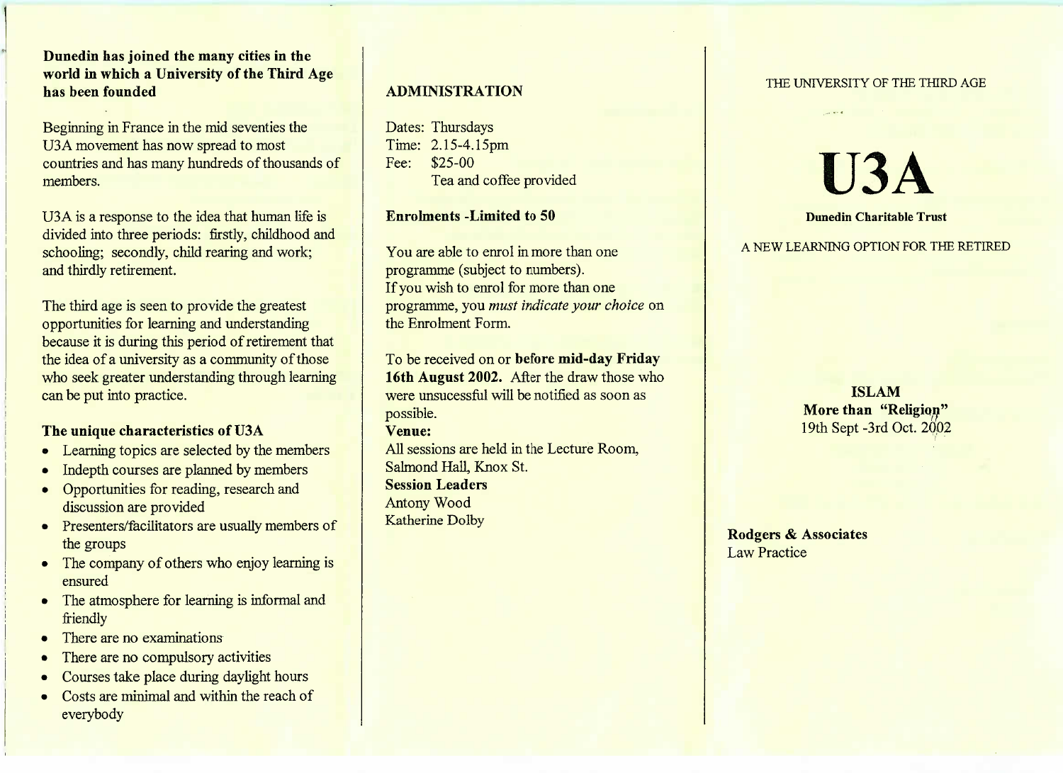**Dunedin has joined the many cities in the world in which a University of the Third Age has been founded**

Beginning in France in the mid seventies the U3A movement has now spread to most countries and has many hundreds of thousands of members.

U3A is a response to the idea that human life is divided into three periods: firstly, childhood and schooling; secondly, child rearing and work; and thirdly retirement.

The third age is seen to provide the greatest opportunities for learning and understanding because it is during this period of retirement that the idea of a university as a community of those who seek greater understanding through learning can be put into practice.

**The unique characteristics of U3A**

- Learning topics are selected by the members
- Indepth courses are planned by members
- Opportunities for reading, research and discussion are provided
- Presenters/facilitators are usually members of the groups
- The company of others who enjoy learning is ensured
- The atmosphere for learning is informal and friendly
- There are no examinations
- There are no compulsory activities
- Courses take place during daylight hours
- Costs are minimal and within the reach of everybody

## ADMINISTRATION

Dates: Thursdays
Time: 2.15-4.15pm
Fee: $25-00
Tea and coffee provided

**Enrolments -Limited to 50**

You are able to enrol in more than one programme (subject to numbers).
If you wish to enrol for more than one programme, you *must indicate your choice* on the Enrolment Form.

To be received on or **before mid-day Friday 16th August 2002.** After the draw those who were unsucessful will be notified as soon as possible.

**Venue:**
All sessions are held in the Lecture Room, Salmond Hall, Knox St.

**Session Leaders**
Antony Wood
Katherine Dolby

THE UNIVERSITY OF THE THIRD AGE

# U3A

**Dunedin Charitable Trust**

A NEW LEARNING OPTION FOR THE RETIRED

**ISLAM**
**More than "Religion"**
19th Sept -3rd Oct. 2002

**Rodgers & Associates**
Law Practice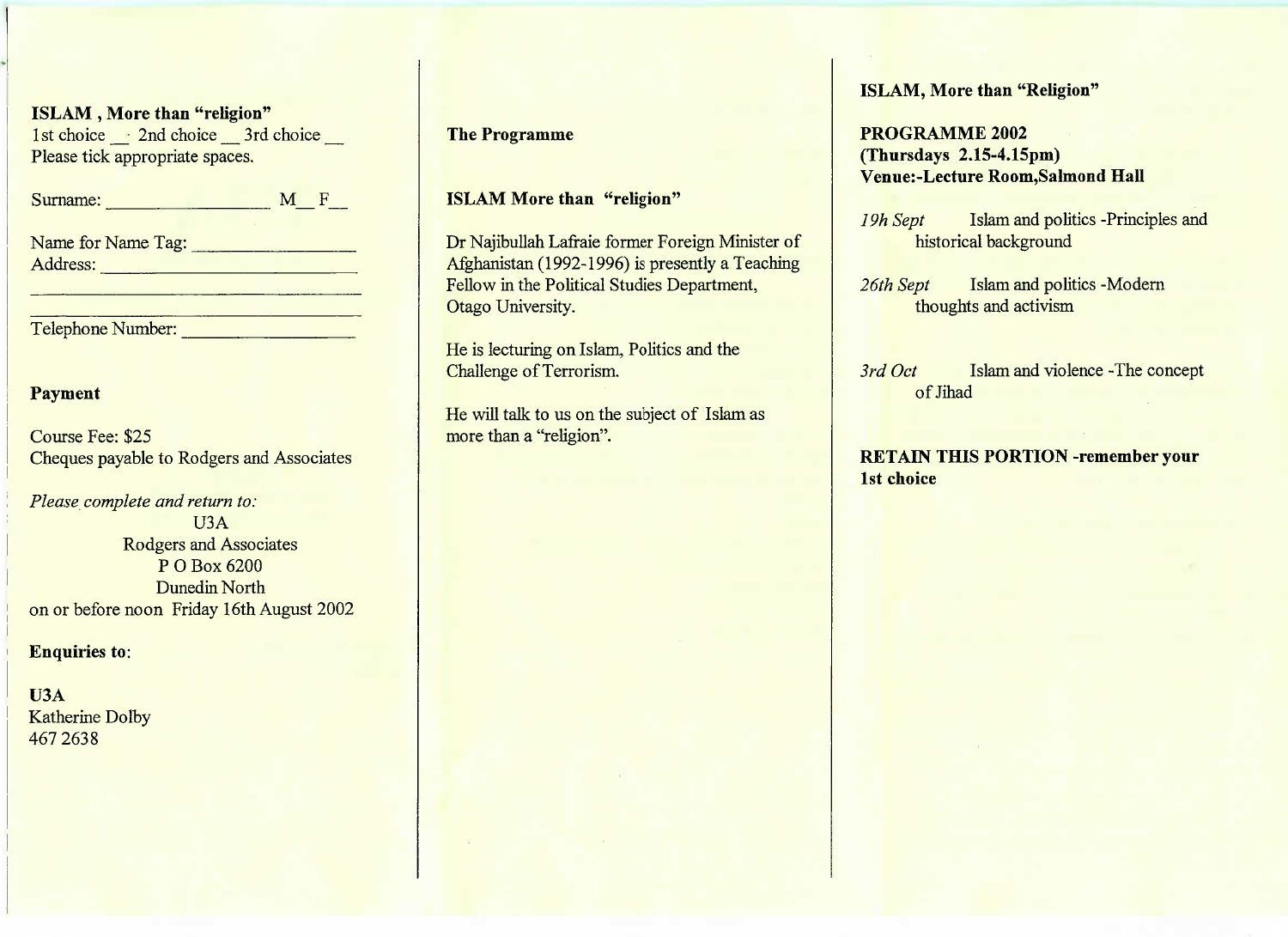**ISLAM , More than "religion"**

1st choice __ 2nd choice __ 3rd choice __

Please tick appropriate spaces.

Surname: ________________ M__ F__

Name for Name Tag: ________________

Address: ________________________

________________________________

________________________________

Telephone Number: ________________

**Payment**

Course Fee: $25

Cheques payable to Rodgers and Associates

*Please complete and return to:*

U3A
Rodgers and Associates
P O Box 6200
Dunedin North

on or before noon Friday 16th August 2002

**Enquiries to:**

**U3A**

Katherine Dolby

467 2638

**The Programme**

**ISLAM More than "religion"**

Dr Najibullah Lafraie former Foreign Minister of Afghanistan (1992-1996) is presently a Teaching Fellow in the Political Studies Department, Otago University.

He is lecturing on Islam, Politics and the Challenge of Terrorism.

He will talk to us on the subject of Islam as more than a "religion".

**ISLAM, More than "Religion"**

**PROGRAMME 2002**
**(Thursdays 2.15-4.15pm)**
**Venue:-Lecture Room,Salmond Hall**

*19h Sept* Islam and politics -Principles and historical background

*26th Sept* Islam and politics -Modern thoughts and activism

*3rd Oct* Islam and violence -The concept of Jihad

**RETAIN THIS PORTION -remember your 1st choice**